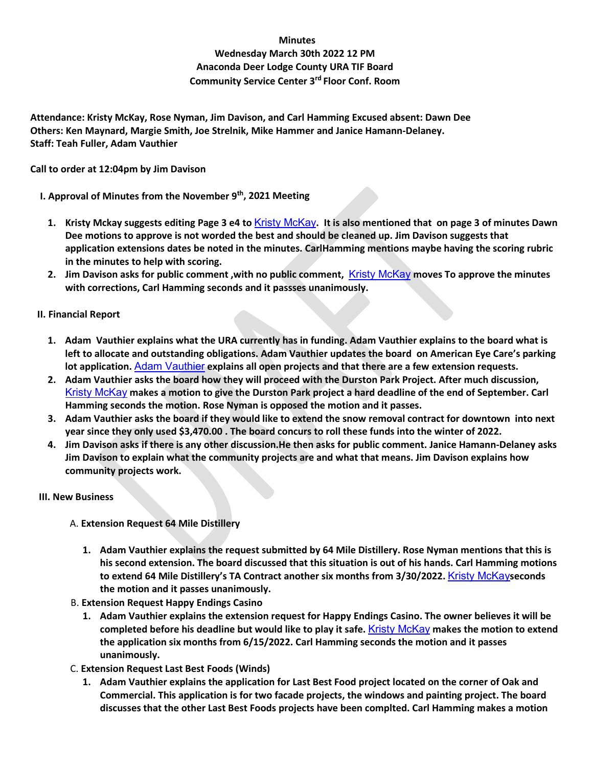**Minutes**

**Wednesday March 30th 2022 12 PM**

**Anaconda Deer Lodge County URA TIF Board**

**Community Service Center 3rd Floor Conf. Room**

**Attendance: Kristy McKay, Rose Nyman, Jim Davison, and Carl Hamming Excused absent: Dawn Dee**
**Others: Ken Maynard, Margie Smith, Joe Strelnik, Mike Hammer and Janice Hamann-Delaney.**
**Staff: Teah Fuller, Adam Vauthier**

**Call to order at 12:04pm by Jim Davison**

**I. Approval of Minutes from the November 9th, 2021 Meeting**

1. **Kristy Mckay suggests editing Page 3 e4 to** Kristy McKay**. It is also mentioned that on page 3 of minutes Dawn Dee motions to approve is not worded the best and should be cleaned up. Jim Davison suggests that application extensions dates be noted in the minutes. CarlHamming mentions maybe having the scoring rubric in the minutes to help with scoring.**
2. **Jim Davison asks for public comment ,with no public comment,** Kristy McKay **moves To approve the minutes with corrections, Carl Hamming seconds and it passses unanimously.**

**II. Financial Report**

1. **Adam Vauthier explains what the URA currently has in funding. Adam Vauthier explains to the board what is left to allocate and outstanding obligations. Adam Vauthier updates the board on American Eye Care's parking lot application.** Adam Vauthier **explains all open projects and that there are a few extension requests.**
2. **Adam Vauthier asks the board how they will proceed with the Durston Park Project. After much discussion,** Kristy McKay **makes a motion to give the Durston Park project a hard deadline of the end of September. Carl Hamming seconds the motion. Rose Nyman is opposed the motion and it passes.**
3. **Adam Vauthier asks the board if they would like to extend the snow removal contract for downtown into next year since they only used $3,470.00 . The board concurs to roll these funds into the winter of 2022.**
4. **Jim Davison asks if there is any other discussion.He then asks for public comment. Janice Hamann-Delaney asks Jim Davison to explain what the community projects are and what that means. Jim Davison explains how community projects work.**

**III. New Business**

A. **Extension Request 64 Mile Distillery**

1. **Adam Vauthier explains the request submitted by 64 Mile Distillery. Rose Nyman mentions that this is his second extension. The board discussed that this situation is out of his hands. Carl Hamming motions to extend 64 Mile Distillery's TA Contract another six months from 3/30/2022.** Kristy McKay**seconds the motion and it passes unanimously.**

B. **Extension Request Happy Endings Casino**

1. **Adam Vauthier explains the extension request for Happy Endings Casino. The owner believes it will be completed before his deadline but would like to play it safe.** Kristy McKay **makes the motion to extend the application six months from 6/15/2022. Carl Hamming seconds the motion and it passes unanimously.**

C. **Extension Request Last Best Foods (Winds)**

1. **Adam Vauthier explains the application for Last Best Food project located on the corner of Oak and Commercial. This application is for two facade projects, the windows and painting project. The board discusses that the other Last Best Foods projects have been complted. Carl Hamming makes a motion**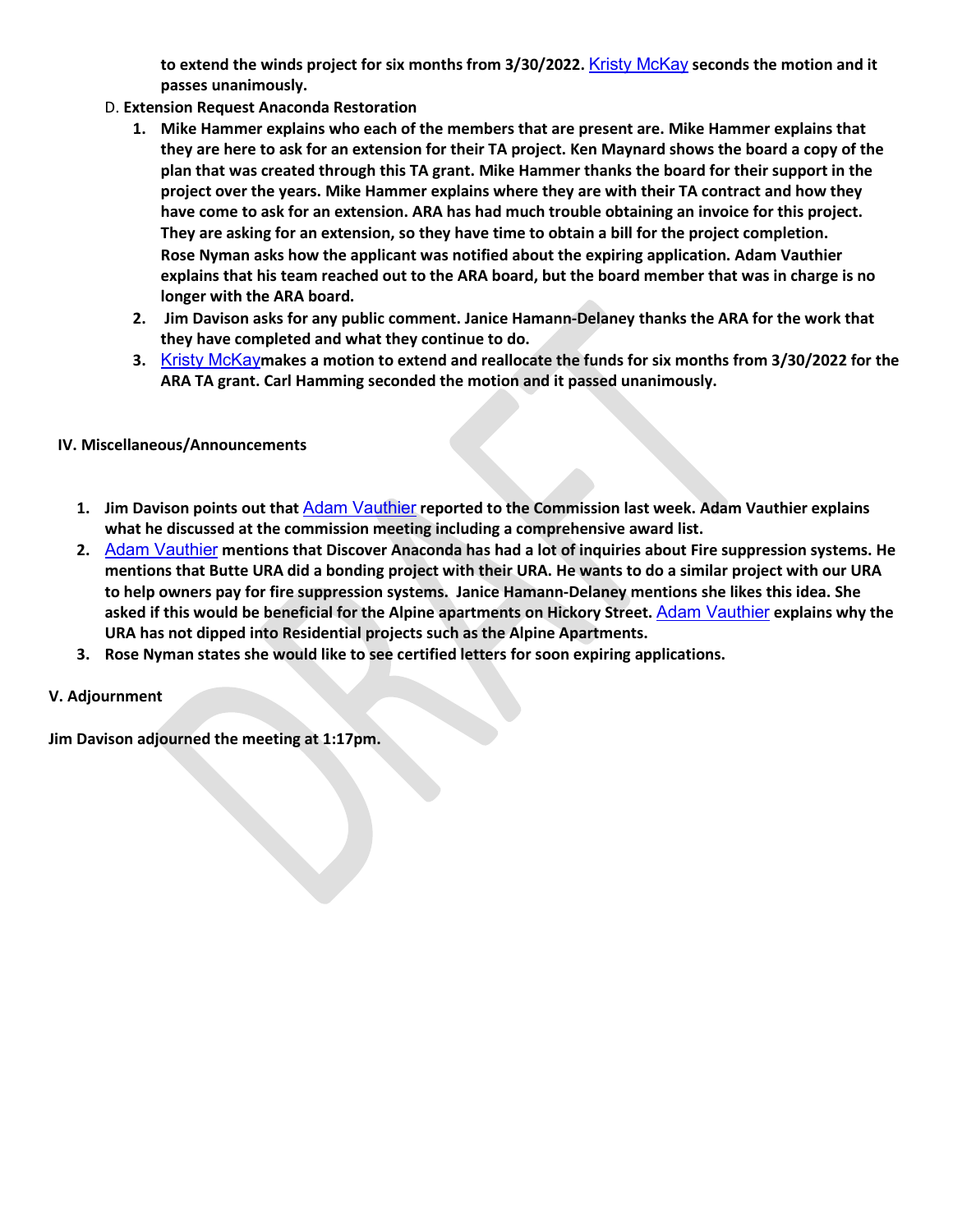**to extend the winds project for six months from 3/30/2022.** Kristy McKay **seconds the motion and it passes unanimously.**

D. **Extension Request Anaconda Restoration**

1. **Mike Hammer explains who each of the members that are present are. Mike Hammer explains that they are here to ask for an extension for their TA project. Ken Maynard shows the board a copy of the plan that was created through this TA grant. Mike Hammer thanks the board for their support in the project over the years. Mike Hammer explains where they are with their TA contract and how they have come to ask for an extension. ARA has had much trouble obtaining an invoice for this project. They are asking for an extension, so they have time to obtain a bill for the project completion. Rose Nyman asks how the applicant was notified about the expiring application. Adam Vauthier explains that his team reached out to the ARA board, but the board member that was in charge is no longer with the ARA board.**
2. **Jim Davison asks for any public comment. Janice Hamann-Delaney thanks the ARA for the work that they have completed and what they continue to do.**
3. Kristy McKay**makes a motion to extend and reallocate the funds for six months from 3/30/2022 for the ARA TA grant. Carl Hamming seconded the motion and it passed unanimously.**

**IV. Miscellaneous/Announcements**

1. **Jim Davison points out that** Adam Vauthier **reported to the Commission last week. Adam Vauthier explains what he discussed at the commission meeting including a comprehensive award list.**
2. Adam Vauthier **mentions that Discover Anaconda has had a lot of inquiries about Fire suppression systems. He mentions that Butte URA did a bonding project with their URA. He wants to do a similar project with our URA to help owners pay for fire suppression systems. Janice Hamann-Delaney mentions she likes this idea. She asked if this would be beneficial for the Alpine apartments on Hickory Street.** Adam Vauthier **explains why the URA has not dipped into Residential projects such as the Alpine Apartments.**
3. **Rose Nyman states she would like to see certified letters for soon expiring applications.**

**V. Adjournment**

**Jim Davison adjourned the meeting at 1:17pm.**